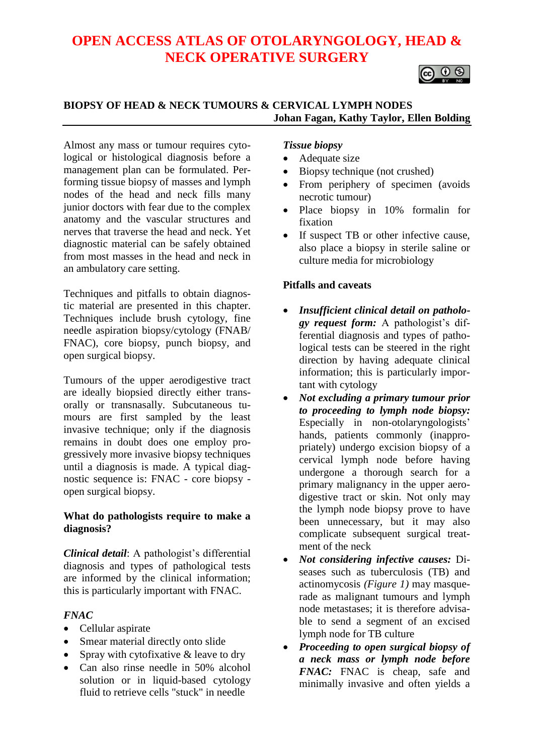# OPEN ACCESS ATLAS OF OTOLARYNGOLOGY, HEAD & NECK OPERATIVE SURGERY

## BIOPSY OF HEAD & NECK TUMOURS & CERVICAL LYMPH NODES

**Johan Fagan, Kathy Taylor, Ellen Bolding**

Almost any mass or tumour requires cytological or histological diagnosis before a management plan can be formulated. Performing tissue biopsy of masses and lymph nodes of the head and neck fills many junior doctors with fear due to the complex anatomy and the vascular structures and nerves that traverse the head and neck. Yet diagnostic material can be safely obtained from most masses in the head and neck in an ambulatory care setting.

Techniques and pitfalls to obtain diagnostic material are presented in this chapter. Techniques include brush cytology, fine needle aspiration biopsy/cytology (FNAB/FNAC), core biopsy, punch biopsy, and open surgical biopsy.

Tumours of the upper aerodigestive tract are ideally biopsied directly either transorally or transnasally. Subcutaneous tumours are first sampled by the least invasive technique; only if the diagnosis remains in doubt does one employ progressively more invasive biopsy techniques until a diagnosis is made. A typical diagnostic sequence is: FNAC - core biopsy - open surgical biopsy.

### What do pathologists require to make a diagnosis?

***Clinical detail***: A pathologist's differential diagnosis and types of pathological tests are informed by the clinical information; this is particularly important with FNAC.

***FNAC***

- Cellular aspirate
- Smear material directly onto slide
- Spray with cytofixative & leave to dry
- Can also rinse needle in 50% alcohol solution or in liquid-based cytology fluid to retrieve cells "stuck" in needle

***Tissue biopsy***

- Adequate size
- Biopsy technique (not crushed)
- From periphery of specimen (avoids necrotic tumour)
- Place biopsy in 10% formalin for fixation
- If suspect TB or other infective cause, also place a biopsy in sterile saline or culture media for microbiology

### Pitfalls and caveats

- ***Insufficient clinical detail on pathology request form:*** A pathologist's differential diagnosis and types of pathological tests can be steered in the right direction by having adequate clinical information; this is particularly important with cytology
- ***Not excluding a primary tumour prior to proceeding to lymph node biopsy:*** Especially in non-otolaryngologists' hands, patients commonly (inappropriately) undergo excision biopsy of a cervical lymph node before having undergone a thorough search for a primary malignancy in the upper aerodigestive tract or skin. Not only may the lymph node biopsy prove to have been unnecessary, but it may also complicate subsequent surgical treatment of the neck
- ***Not considering infective causes:*** Diseases such as tuberculosis (TB) and actinomycosis *(Figure 1)* may masquerade as malignant tumours and lymph node metastases; it is therefore advisable to send a segment of an excised lymph node for TB culture
- ***Proceeding to open surgical biopsy of a neck mass or lymph node before FNAC:*** FNAC is cheap, safe and minimally invasive and often yields a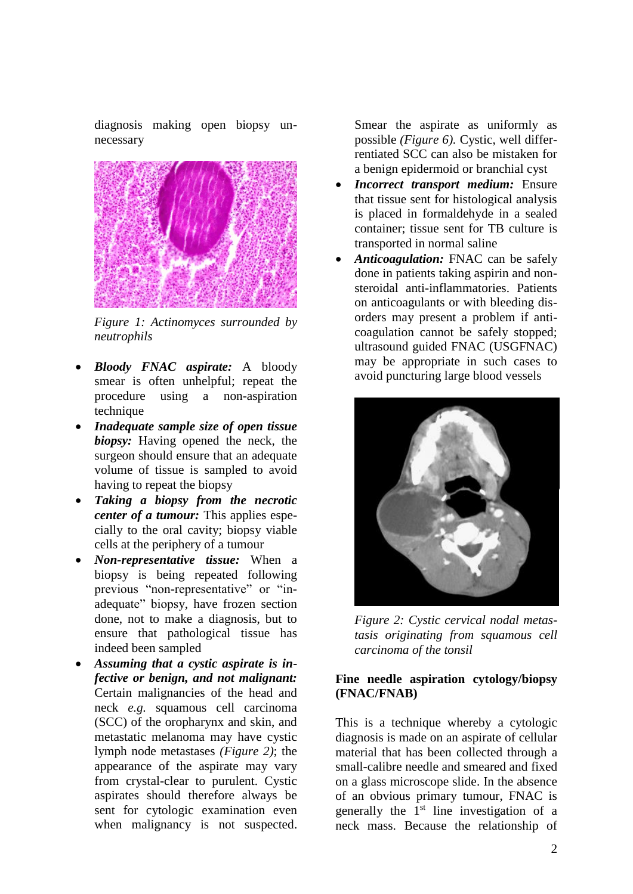diagnosis making open biopsy unnecessary

*Figure 1: Actinomyces surrounded by neutrophils*

- ***Bloody FNAC aspirate:*** A bloody smear is often unhelpful; repeat the procedure using a non-aspiration technique
- ***Inadequate sample size of open tissue biopsy:*** Having opened the neck, the surgeon should ensure that an adequate volume of tissue is sampled to avoid having to repeat the biopsy
- ***Taking a biopsy from the necrotic center of a tumour:*** This applies especially to the oral cavity; biopsy viable cells at the periphery of a tumour
- ***Non-representative tissue:*** When a biopsy is being repeated following previous "non-representative" or "inadequate" biopsy, have frozen section done, not to make a diagnosis, but to ensure that pathological tissue has indeed been sampled
- ***Assuming that a cystic aspirate is infective or benign, and not malignant:*** Certain malignancies of the head and neck *e.g.* squamous cell carcinoma (SCC) of the oropharynx and skin, and metastatic melanoma may have cystic lymph node metastases *(Figure 2)*; the appearance of the aspirate may vary from crystal-clear to purulent. Cystic aspirates should therefore always be sent for cytologic examination even when malignancy is not suspected. Smear the aspirate as uniformly as possible *(Figure 6)*. Cystic, well differrentiated SCC can also be mistaken for a benign epidermoid or branchial cyst
- ***Incorrect transport medium:*** Ensure that tissue sent for histological analysis is placed in formaldehyde in a sealed container; tissue sent for TB culture is transported in normal saline
- ***Anticoagulation:*** FNAC can be safely done in patients taking aspirin and nonsteroidal anti-inflammatories. Patients on anticoagulants or with bleeding disorders may present a problem if anticoagulation cannot be safely stopped; ultrasound guided FNAC (USGFNAC) may be appropriate in such cases to avoid puncturing large blood vessels

*Figure 2: Cystic cervical nodal metastasis originating from squamous cell carcinoma of the tonsil*

## Fine needle aspiration cytology/biopsy (FNAC/FNAB)

This is a technique whereby a cytologic diagnosis is made on an aspirate of cellular material that has been collected through a small-calibre needle and smeared and fixed on a glass microscope slide. In the absence of an obvious primary tumour, FNAC is generally the 1st line investigation of a neck mass. Because the relationship of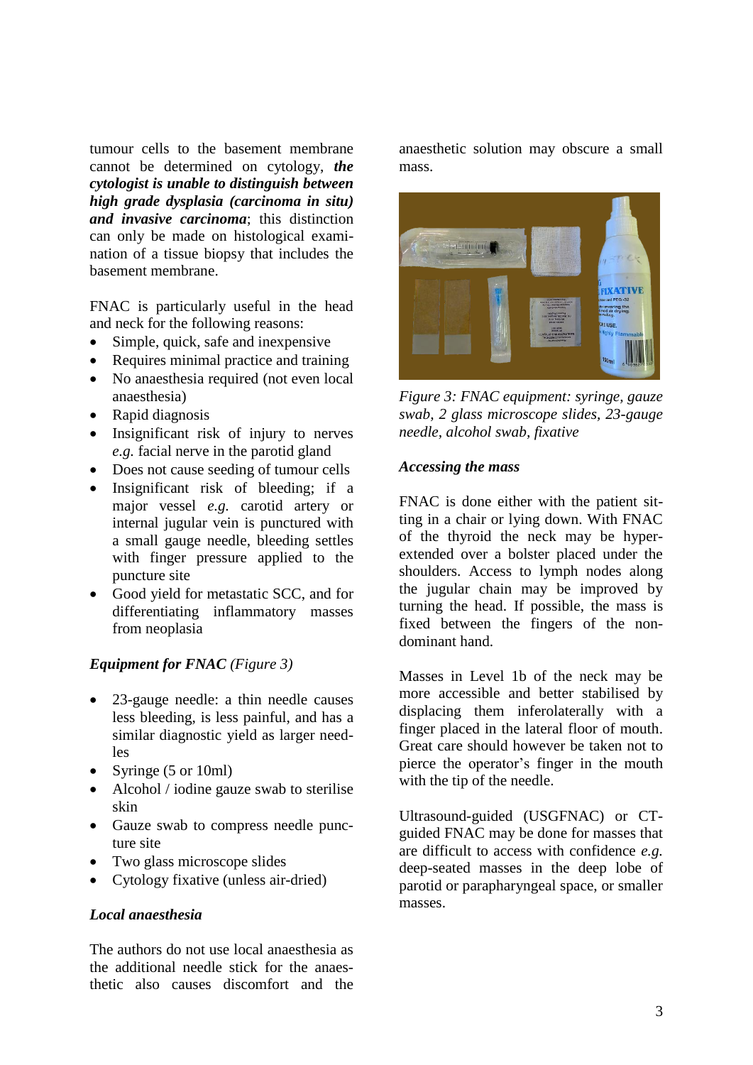tumour cells to the basement membrane cannot be determined on cytology, ***the cytologist is unable to distinguish between high grade dysplasia (carcinoma in situ) and invasive carcinoma***; this distinction can only be made on histological examination of a tissue biopsy that includes the basement membrane.

FNAC is particularly useful in the head and neck for the following reasons:

- Simple, quick, safe and inexpensive
- Requires minimal practice and training
- No anaesthesia required (not even local anaesthesia)
- Rapid diagnosis
- Insignificant risk of injury to nerves *e.g.* facial nerve in the parotid gland
- Does not cause seeding of tumour cells
- Insignificant risk of bleeding; if a major vessel *e.g.* carotid artery or internal jugular vein is punctured with a small gauge needle, bleeding settles with finger pressure applied to the puncture site
- Good yield for metastatic SCC, and for differentiating inflammatory masses from neoplasia

***Equipment for FNAC*** *(Figure 3)*

- 23-gauge needle: a thin needle causes less bleeding, is less painful, and has a similar diagnostic yield as larger needles
- Syringe (5 or 10ml)
- Alcohol / iodine gauze swab to sterilise skin
- Gauze swab to compress needle puncture site
- Two glass microscope slides
- Cytology fixative (unless air-dried)

***Local anaesthesia***

The authors do not use local anaesthesia as the additional needle stick for the anaesthetic also causes discomfort and the anaesthetic solution may obscure a small mass.

*Figure 3: FNAC equipment: syringe, gauze swab, 2 glass microscope slides, 23-gauge needle, alcohol swab, fixative*

***Accessing the mass***

FNAC is done either with the patient sitting in a chair or lying down. With FNAC of the thyroid the neck may be hyperextended over a bolster placed under the shoulders. Access to lymph nodes along the jugular chain may be improved by turning the head. If possible, the mass is fixed between the fingers of the non-dominant hand.

Masses in Level 1b of the neck may be more accessible and better stabilised by displacing them inferolaterally with a finger placed in the lateral floor of mouth. Great care should however be taken not to pierce the operator's finger in the mouth with the tip of the needle.

Ultrasound-guided (USGFNAC) or CT-guided FNAC may be done for masses that are difficult to access with confidence *e.g.* deep-seated masses in the deep lobe of parotid or parapharyngeal space, or smaller masses.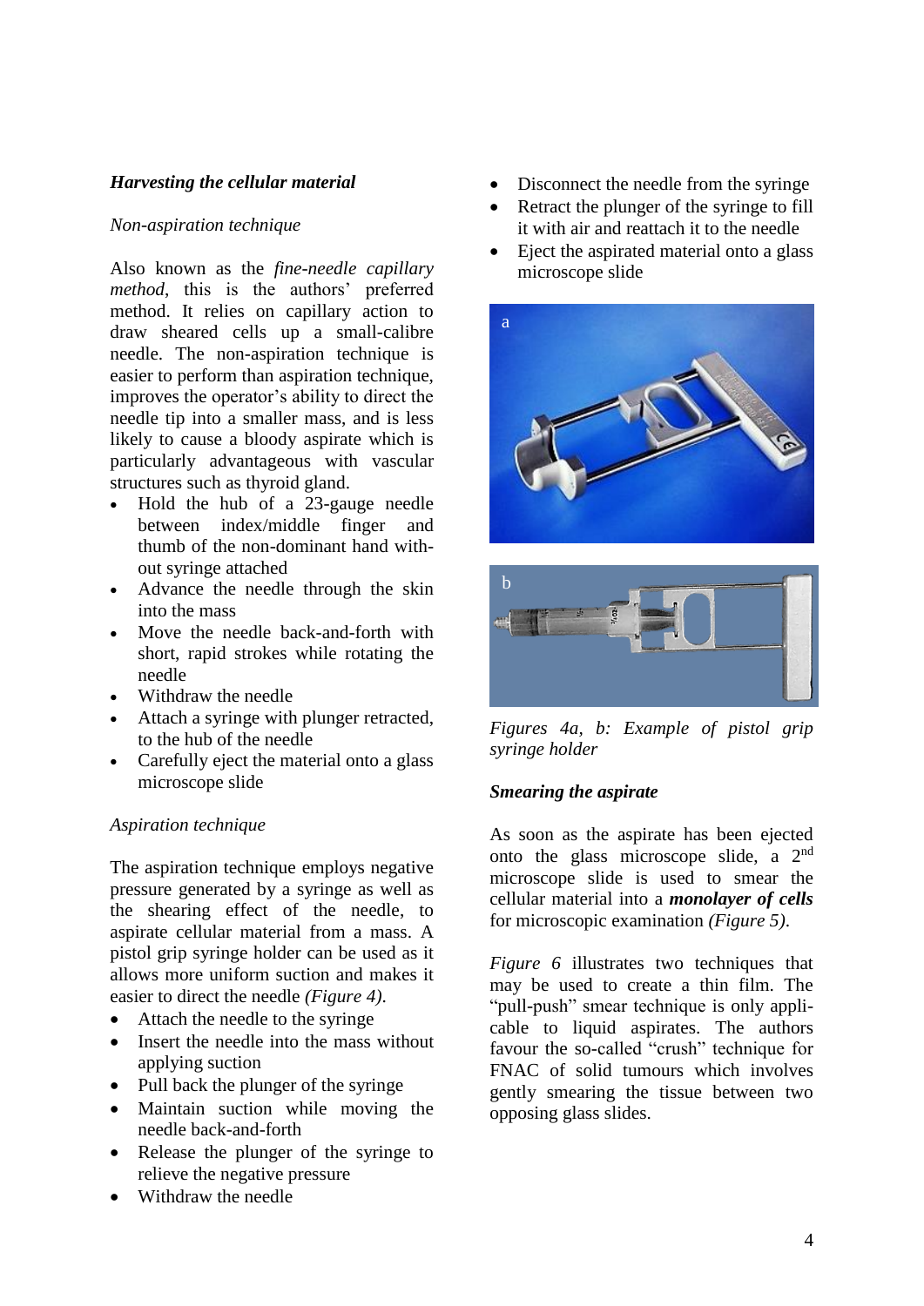### *Harvesting the cellular material*

*Non-aspiration technique*

Also known as the *fine-needle capillary method*, this is the authors' preferred method. It relies on capillary action to draw sheared cells up a small-calibre needle. The non-aspiration technique is easier to perform than aspiration technique, improves the operator's ability to direct the needle tip into a smaller mass, and is less likely to cause a bloody aspirate which is particularly advantageous with vascular structures such as thyroid gland.

- Hold the hub of a 23-gauge needle between index/middle finger and thumb of the non-dominant hand without syringe attached
- Advance the needle through the skin into the mass
- Move the needle back-and-forth with short, rapid strokes while rotating the needle
- Withdraw the needle
- Attach a syringe with plunger retracted, to the hub of the needle
- Carefully eject the material onto a glass microscope slide

*Aspiration technique*

The aspiration technique employs negative pressure generated by a syringe as well as the shearing effect of the needle, to aspirate cellular material from a mass. A pistol grip syringe holder can be used as it allows more uniform suction and makes it easier to direct the needle *(Figure 4)*.

- Attach the needle to the syringe
- Insert the needle into the mass without applying suction
- Pull back the plunger of the syringe
- Maintain suction while moving the needle back-and-forth
- Release the plunger of the syringe to relieve the negative pressure
- Withdraw the needle
- Disconnect the needle from the syringe
- Retract the plunger of the syringe to fill it with air and reattach it to the needle
- Eject the aspirated material onto a glass microscope slide

*Figures 4a, b: Example of pistol grip syringe holder*

### *Smearing the aspirate*

As soon as the aspirate has been ejected onto the glass microscope slide, a 2nd microscope slide is used to smear the cellular material into a ***monolayer of cells*** for microscopic examination *(Figure 5)*.

*Figure 6* illustrates two techniques that may be used to create a thin film. The "pull-push" smear technique is only applicable to liquid aspirates. The authors favour the so-called "crush" technique for FNAC of solid tumours which involves gently smearing the tissue between two opposing glass slides.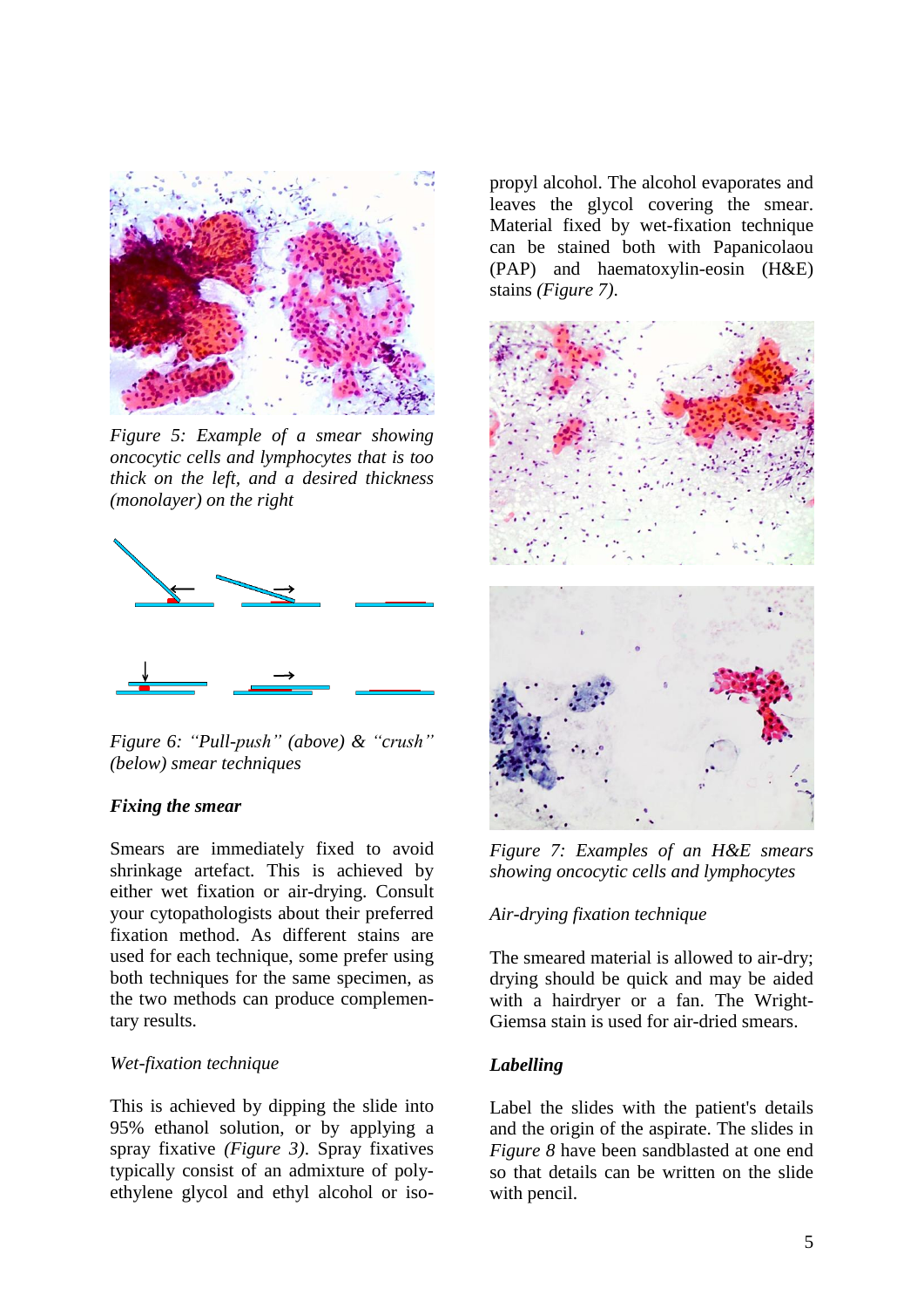*Figure 5: Example of a smear showing oncocytic cells and lymphocytes that is too thick on the left, and a desired thickness (monolayer) on the right*

*Figure 6: "Pull-push" (above) & "crush" (below) smear techniques*

### *Fixing the smear*

Smears are immediately fixed to avoid shrinkage artefact. This is achieved by either wet fixation or air-drying. Consult your cytopathologists about their preferred fixation method. As different stains are used for each technique, some prefer using both techniques for the same specimen, as the two methods can produce complementary results.

*Wet-fixation technique*

This is achieved by dipping the slide into 95% ethanol solution, or by applying a spray fixative *(Figure 3)*. Spray fixatives typically consist of an admixture of polyethylene glycol and ethyl alcohol or isopropyl alcohol. The alcohol evaporates and leaves the glycol covering the smear. Material fixed by wet-fixation technique can be stained both with Papanicolaou (PAP) and haematoxylin-eosin (H&E) stains *(Figure 7)*.

*Figure 7: Examples of an H&E smears showing oncocytic cells and lymphocytes*

*Air-drying fixation technique*

The smeared material is allowed to air-dry; drying should be quick and may be aided with a hairdryer or a fan. The Wright-Giemsa stain is used for air-dried smears.

### *Labelling*

Label the slides with the patient's details and the origin of the aspirate. The slides in *Figure 8* have been sandblasted at one end so that details can be written on the slide with pencil.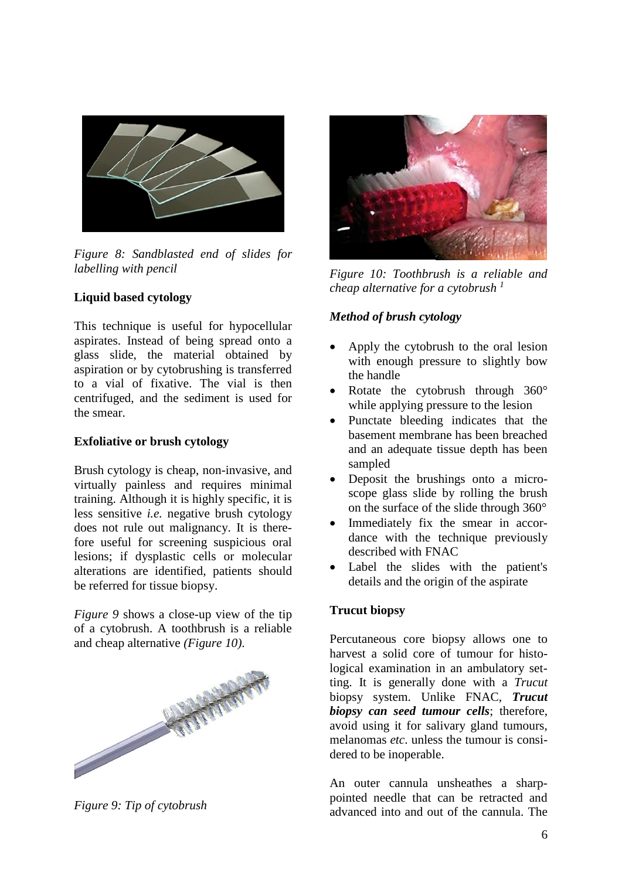Figure 8: Sandblasted end of slides for labelling with pencil

**Liquid based cytology**

This technique is useful for hypocellular aspirates. Instead of being spread onto a glass slide, the material obtained by aspiration or by cytobrushing is transferred to a vial of fixative. The vial is then centrifuged, and the sediment is used for the smear.

**Exfoliative or brush cytology**

Brush cytology is cheap, non-invasive, and virtually painless and requires minimal training. Although it is highly specific, it is less sensitive *i.e.* negative brush cytology does not rule out malignancy. It is therefore useful for screening suspicious oral lesions; if dysplastic cells or molecular alterations are identified, patients should be referred for tissue biopsy.

*Figure 9* shows a close-up view of the tip of a cytobrush. A toothbrush is a reliable and cheap alternative *(Figure 10)*.

Figure 9: Tip of cytobrush

Figure 10: Toothbrush is a reliable and cheap alternative for a cytobrush [1]

***Method of brush cytology***

- Apply the cytobrush to the oral lesion with enough pressure to slightly bow the handle
- Rotate the cytobrush through 360° while applying pressure to the lesion
- Punctate bleeding indicates that the basement membrane has been breached and an adequate tissue depth has been sampled
- Deposit the brushings onto a microscope glass slide by rolling the brush on the surface of the slide through 360°
- Immediately fix the smear in accordance with the technique previously described with FNAC
- Label the slides with the patient's details and the origin of the aspirate

**Trucut biopsy**

Percutaneous core biopsy allows one to harvest a solid core of tumour for histological examination in an ambulatory setting. It is generally done with a *Trucut* biopsy system. Unlike FNAC, ***Trucut biopsy can seed tumour cells***; therefore, avoid using it for salivary gland tumours, melanomas *etc*. unless the tumour is considered to be inoperable.

An outer cannula unsheathes a sharp-pointed needle that can be retracted and advanced into and out of the cannula. The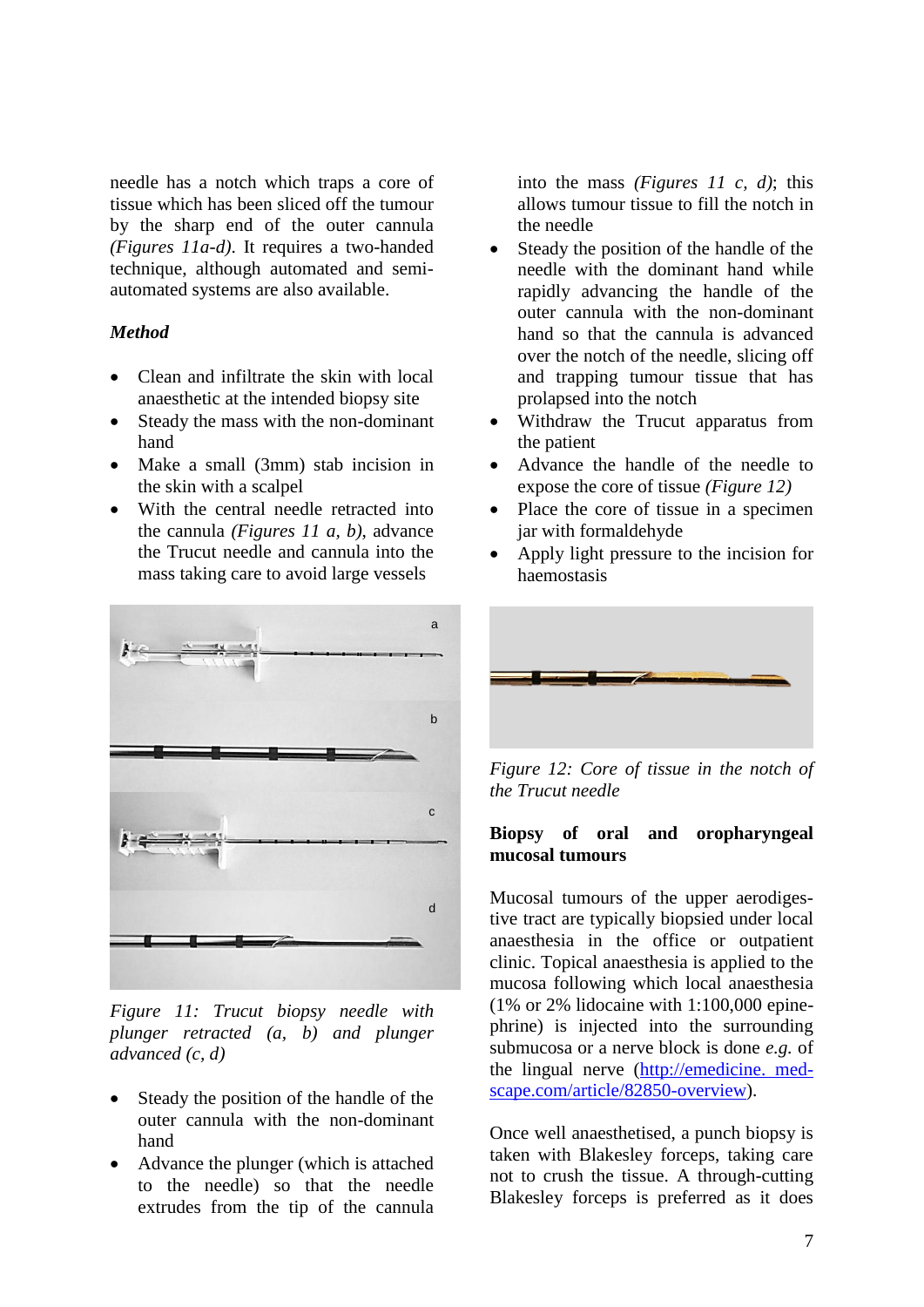needle has a notch which traps a core of tissue which has been sliced off the tumour by the sharp end of the outer cannula *(Figures 11a-d)*. It requires a two-handed technique, although automated and semi-automated systems are also available.

***Method***

- Clean and infiltrate the skin with local anaesthetic at the intended biopsy site
- Steady the mass with the non-dominant hand
- Make a small (3mm) stab incision in the skin with a scalpel
- With the central needle retracted into the cannula *(Figures 11 a, b)*, advance the Trucut needle and cannula into the mass taking care to avoid large vessels

*Figure 11: Trucut biopsy needle with plunger retracted (a, b) and plunger advanced (c, d)*

- Steady the position of the handle of the outer cannula with the non-dominant hand
- Advance the plunger (which is attached to the needle) so that the needle extrudes from the tip of the cannula into the mass *(Figures 11 c, d)*; this allows tumour tissue to fill the notch in the needle
- Steady the position of the handle of the needle with the dominant hand while rapidly advancing the handle of the outer cannula with the non-dominant hand so that the cannula is advanced over the notch of the needle, slicing off and trapping tumour tissue that has prolapsed into the notch
- Withdraw the Trucut apparatus from the patient
- Advance the handle of the needle to expose the core of tissue *(Figure 12)*
- Place the core of tissue in a specimen jar with formaldehyde
- Apply light pressure to the incision for haemostasis

*Figure 12: Core of tissue in the notch of the Trucut needle*

**Biopsy of oral and oropharyngeal mucosal tumours**

Mucosal tumours of the upper aerodigestive tract are typically biopsied under local anaesthesia in the office or outpatient clinic. Topical anaesthesia is applied to the mucosa following which local anaesthesia (1% or 2% lidocaine with 1:100,000 epinephrine) is injected into the surrounding submucosa or a nerve block is done *e.g.* of the lingual nerve (http://emedicine.medscape.com/article/82850-overview).

Once well anaesthetised, a punch biopsy is taken with Blakesley forceps, taking care not to crush the tissue. A through-cutting Blakesley forceps is preferred as it does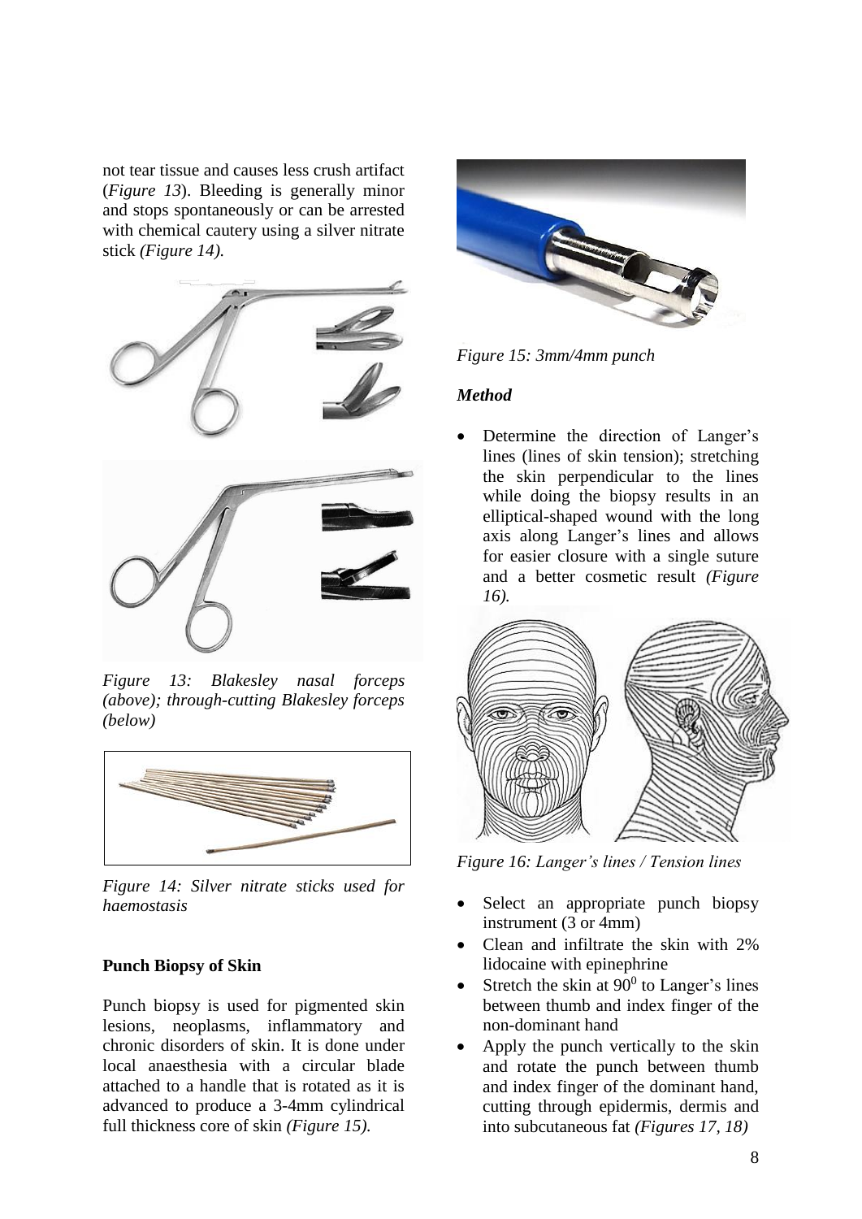not tear tissue and causes less crush artifact (*Figure 13*). Bleeding is generally minor and stops spontaneously or can be arrested with chemical cautery using a silver nitrate stick *(Figure 14).*

*Figure 13: Blakesley nasal forceps (above); through-cutting Blakesley forceps (below)*

*Figure 14: Silver nitrate sticks used for haemostasis*

### Punch Biopsy of Skin

Punch biopsy is used for pigmented skin lesions, neoplasms, inflammatory and chronic disorders of skin. It is done under local anaesthesia with a circular blade attached to a handle that is rotated as it is advanced to produce a 3-4mm cylindrical full thickness core of skin *(Figure 15).*

*Figure 15: 3mm/4mm punch*

#### *Method*

- Determine the direction of Langer's lines (lines of skin tension); stretching the skin perpendicular to the lines while doing the biopsy results in an elliptical-shaped wound with the long axis along Langer's lines and allows for easier closure with a single suture and a better cosmetic result *(Figure 16).*

*Figure 16: Langer's lines / Tension lines*

- Select an appropriate punch biopsy instrument (3 or 4mm)
- Clean and infiltrate the skin with 2% lidocaine with epinephrine
- Stretch the skin at $90^0$ to Langer's lines between thumb and index finger of the non-dominant hand
- Apply the punch vertically to the skin and rotate the punch between thumb and index finger of the dominant hand, cutting through epidermis, dermis and into subcutaneous fat *(Figures 17, 18)*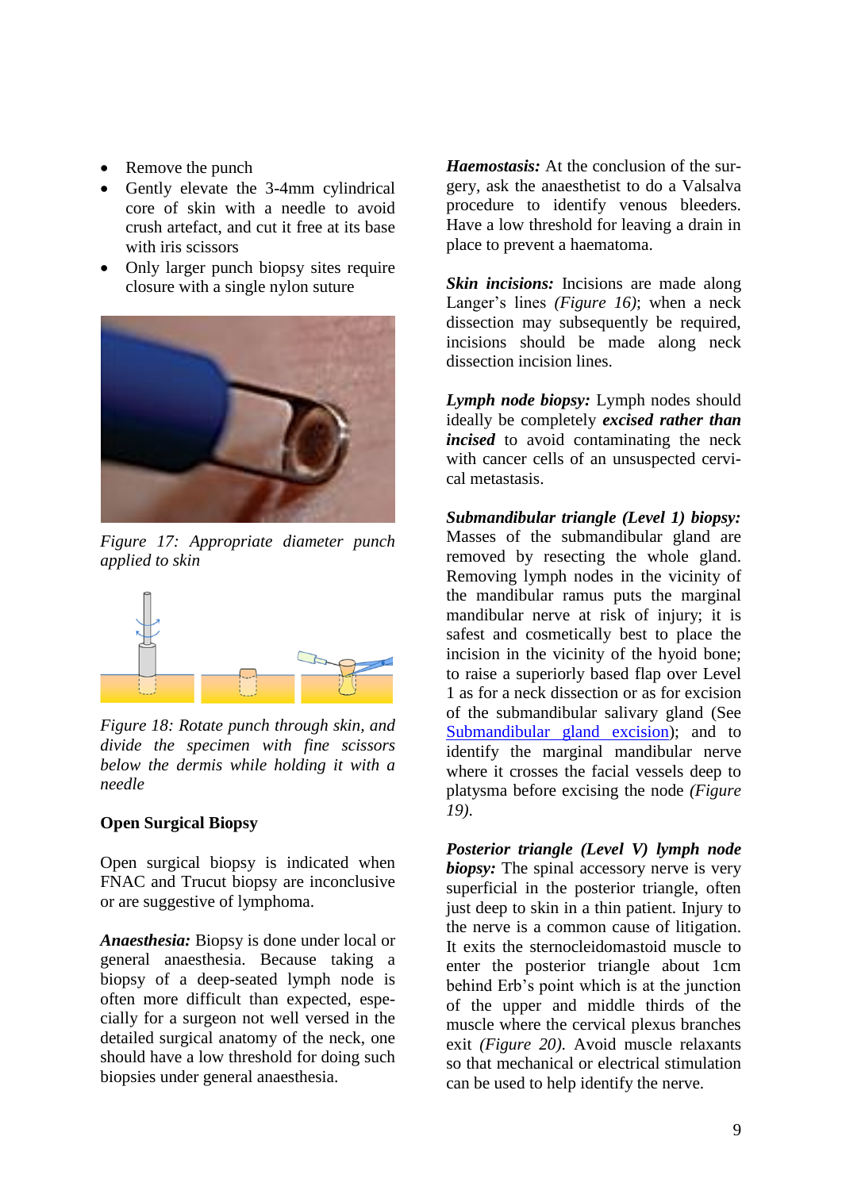- Remove the punch
- Gently elevate the 3-4mm cylindrical core of skin with a needle to avoid crush artefact, and cut it free at its base with iris scissors
- Only larger punch biopsy sites require closure with a single nylon suture

*Figure 17: Appropriate diameter punch applied to skin*

*Figure 18: Rotate punch through skin, and divide the specimen with fine scissors below the dermis while holding it with a needle*

**Open Surgical Biopsy**

Open surgical biopsy is indicated when FNAC and Trucut biopsy are inconclusive or are suggestive of lymphoma.

***Anaesthesia:*** Biopsy is done under local or general anaesthesia. Because taking a biopsy of a deep-seated lymph node is often more difficult than expected, especially for a surgeon not well versed in the detailed surgical anatomy of the neck, one should have a low threshold for doing such biopsies under general anaesthesia.

***Haemostasis:*** At the conclusion of the surgery, ask the anaesthetist to do a Valsalva procedure to identify venous bleeders. Have a low threshold for leaving a drain in place to prevent a haematoma.

***Skin incisions:*** Incisions are made along Langer's lines *(Figure 16)*; when a neck dissection may subsequently be required, incisions should be made along neck dissection incision lines.

***Lymph node biopsy:*** Lymph nodes should ideally be completely ***excised rather than incised*** to avoid contaminating the neck with cancer cells of an unsuspected cervical metastasis.

***Submandibular triangle (Level 1) biopsy:*** Masses of the submandibular gland are removed by resecting the whole gland. Removing lymph nodes in the vicinity of the mandibular ramus puts the marginal mandibular nerve at risk of injury; it is safest and cosmetically best to place the incision in the vicinity of the hyoid bone; to raise a superiorly based flap over Level 1 as for a neck dissection or as for excision of the submandibular salivary gland (See Submandibular gland excision); and to identify the marginal mandibular nerve where it crosses the facial vessels deep to platysma before excising the node *(Figure 19)*.

***Posterior triangle (Level V) lymph node biopsy:*** The spinal accessory nerve is very superficial in the posterior triangle, often just deep to skin in a thin patient. Injury to the nerve is a common cause of litigation. It exits the sternocleidomastoid muscle to enter the posterior triangle about 1cm behind Erb's point which is at the junction of the upper and middle thirds of the muscle where the cervical plexus branches exit *(Figure 20)*. Avoid muscle relaxants so that mechanical or electrical stimulation can be used to help identify the nerve.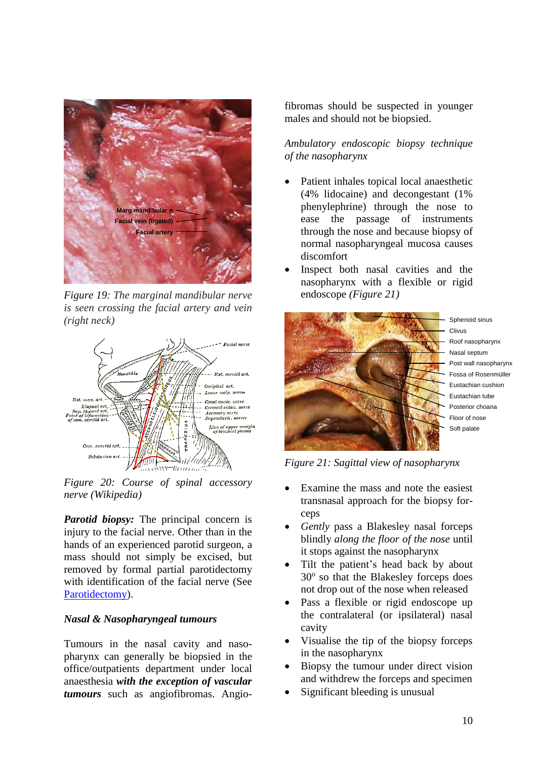*Figure 19: The marginal mandibular nerve is seen crossing the facial artery and vein (right neck)*

*Figure 20: Course of spinal accessory nerve (Wikipedia)*

***Parotid biopsy:*** The principal concern is injury to the facial nerve. Other than in the hands of an experienced parotid surgeon, a mass should not simply be excised, but removed by formal partial parotidectomy with identification of the facial nerve (See Parotidectomy).

***Nasal & Nasopharyngeal tumours***

Tumours in the nasal cavity and nasopharynx can generally be biopsied in the office/outpatients department under local anaesthesia ***with the exception of vascular tumours*** such as angiofibromas. Angiofibromas should be suspected in younger males and should not be biopsied.

*Ambulatory endoscopic biopsy technique of the nasopharynx*

- Patient inhales topical local anaesthetic (4% lidocaine) and decongestant (1% phenylephrine) through the nose to ease the passage of instruments through the nose and because biopsy of normal nasopharyngeal mucosa causes discomfort
- Inspect both nasal cavities and the nasopharynx with a flexible or rigid endoscope *(Figure 21)*

*Figure 21: Sagittal view of nasopharynx*

- Examine the mass and note the easiest transnasal approach for the biopsy forceps
- *Gently* pass a Blakesley nasal forceps blindly *along the floor of the nose* until it stops against the nasopharynx
- Tilt the patient's head back by about 30º so that the Blakesley forceps does not drop out of the nose when released
- Pass a flexible or rigid endoscope up the contralateral (or ipsilateral) nasal cavity
- Visualise the tip of the biopsy forceps in the nasopharynx
- Biopsy the tumour under direct vision and withdrew the forceps and specimen
- Significant bleeding is unusual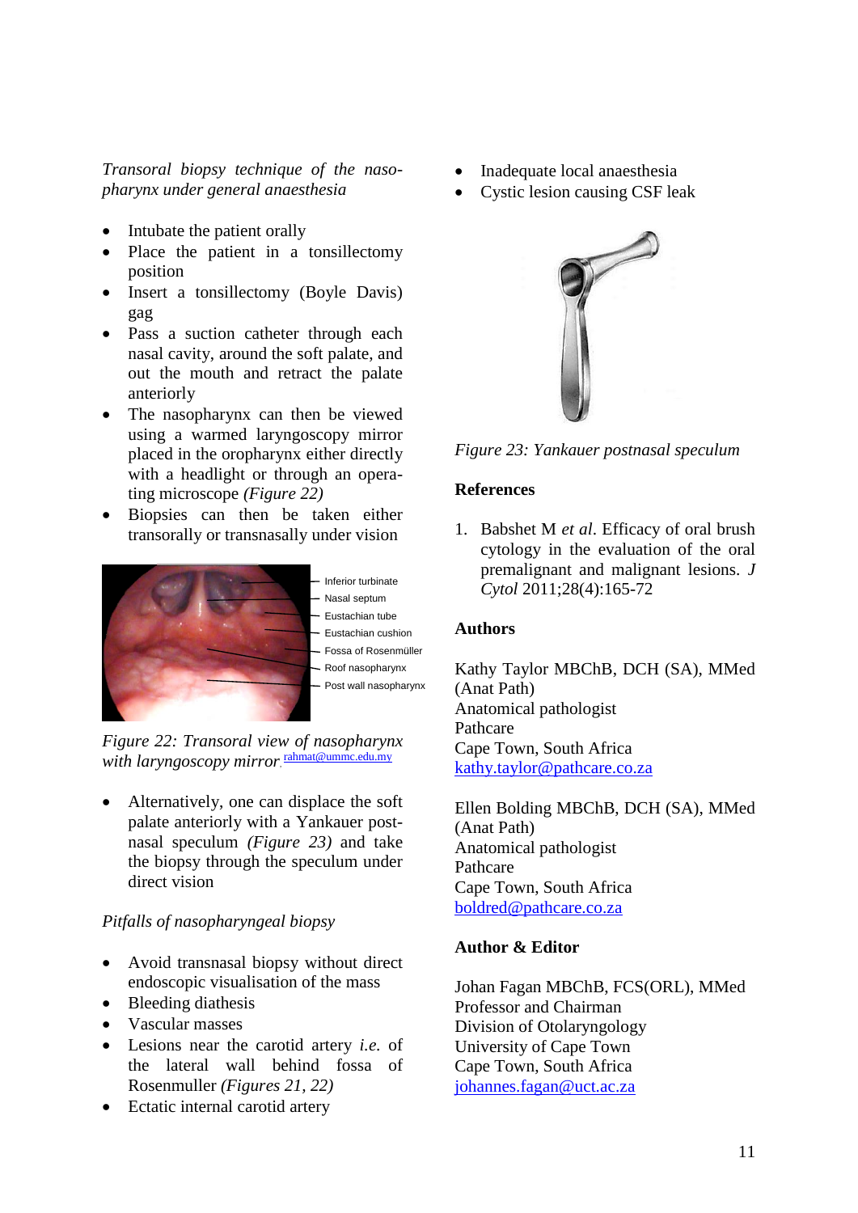*Transoral biopsy technique of the nasopharynx under general anaesthesia*

- Intubate the patient orally
- Place the patient in a tonsillectomy position
- Insert a tonsillectomy (Boyle Davis) gag
- Pass a suction catheter through each nasal cavity, around the soft palate, and out the mouth and retract the palate anteriorly
- The nasopharynx can then be viewed using a warmed laryngoscopy mirror placed in the oropharynx either directly with a headlight or through an operating microscope *(Figure 22)*
- Biopsies can then be taken either transorally or transnasally under vision

Inferior turbinate
Nasal septum
Eustachian tube
Eustachian cushion
Fossa of Rosenmüller
Roof nasopharynx
Post wall nasopharynx

*Figure 22: Transoral view of nasopharynx with laryngoscopy mirror*. rahmat@ummc.edu.my

- Alternatively, one can displace the soft palate anteriorly with a Yankauer postnasal speculum *(Figure 23)* and take the biopsy through the speculum under direct vision

*Pitfalls of nasopharyngeal biopsy*

- Avoid transnasal biopsy without direct endoscopic visualisation of the mass
- Bleeding diathesis
- Vascular masses
- Lesions near the carotid artery *i.e.* of the lateral wall behind fossa of Rosenmuller *(Figures 21, 22)*
- Ectatic internal carotid artery
- Inadequate local anaesthesia
- Cystic lesion causing CSF leak

*Figure 23: Yankauer postnasal speculum*

## References

1. Babshet M *et al*. Efficacy of oral brush cytology in the evaluation of the oral premalignant and malignant lesions. *J Cytol* 2011;28(4):165-72

## Authors

Kathy Taylor MBChB, DCH (SA), MMed (Anat Path)
Anatomical pathologist
Pathcare
Cape Town, South Africa
kathy.taylor@pathcare.co.za

Ellen Bolding MBChB, DCH (SA), MMed (Anat Path)
Anatomical pathologist
Pathcare
Cape Town, South Africa
boldred@pathcare.co.za

## Author & Editor

Johan Fagan MBChB, FCS(ORL), MMed
Professor and Chairman
Division of Otolaryngology
University of Cape Town
Cape Town, South Africa
johannes.fagan@uct.ac.za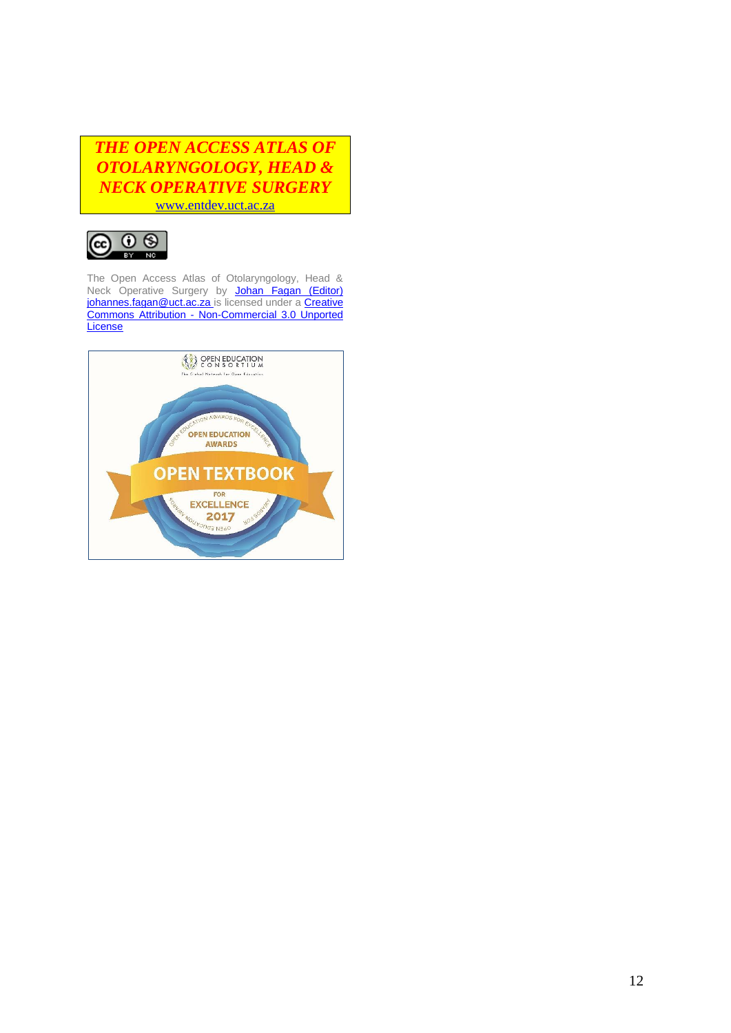***THE OPEN ACCESS ATLAS OF OTOLARYNGOLOGY, HEAD & NECK OPERATIVE SURGERY***

www.entdev.uct.ac.za

The Open Access Atlas of Otolaryngology, Head & Neck Operative Surgery by Johan Fagan (Editor) johannes.fagan@uct.ac.za is licensed under a Creative Commons Attribution - Non-Commercial 3.0 Unported License